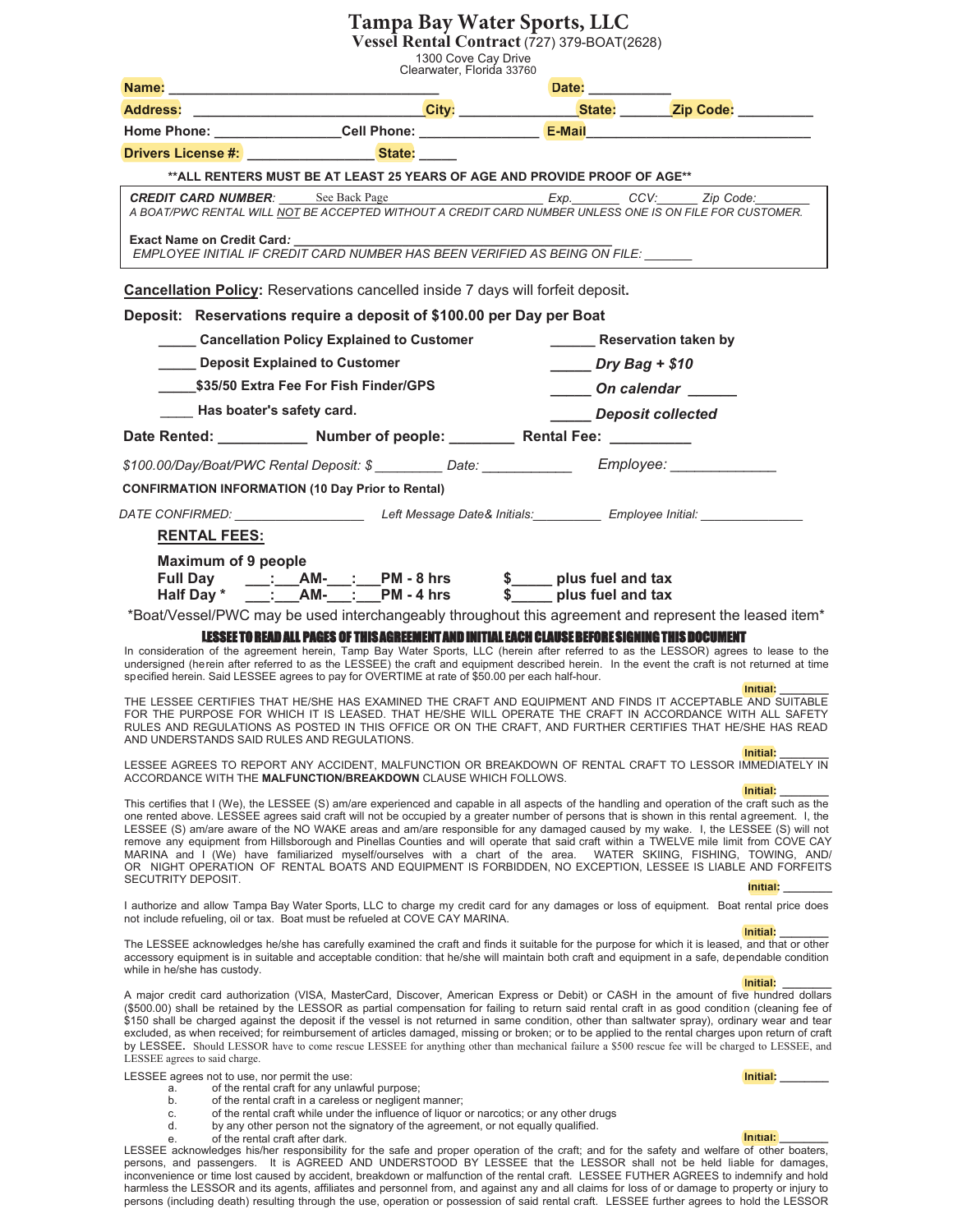# Tampa Bay Water Sports, LLC

## Vessel Rental Contract (727) 379-BOAT(2628)

1300 Cove Cay Drive
Clearwater, Florida 33760

Name: ________________________________ Date: __________

Address: ____________________________ City: ______________ State: ______ Zip Code: __________

Home Phone: ________________ Cell Phone: _______________ E-Mail ______________________________

Drivers License #: ________________ State: _____

**\*\*ALL RENTERS MUST BE AT LEAST 25 YEARS OF AGE AND PROVIDE PROOF OF AGE\*\***

***CREDIT CARD NUMBER***: See Back Page ______________________ *Exp.*_______ *CCV:*______ *Zip Code:*________

*A BOAT/PWC RENTAL WILL NOT BE ACCEPTED WITHOUT A CREDIT CARD NUMBER UNLESS ONE IS ON FILE FOR CUSTOMER.*

**Exact Name on Credit Card***:* ____________________________________________

*EMPLOYEE INITIAL IF CREDIT CARD NUMBER HAS BEEN VERIFIED AS BEING ON FILE:* _______

**Cancellation Policy**: Reservations cancelled inside 7 days will forfeit deposit.

**Deposit: Reservations require a deposit of $100.00 per Day per Boat**

**_____ Cancellation Policy Explained to Customer**

**_____ Deposit Explained to Customer**

**_____$35/50 Extra Fee For Fish Finder/GPS**

**____ Has boater's safety card.**

**______ Reservation taken by**

**_____ *Dry Bag + $10***

**_____ *On calendar* ______**

**_____ *Deposit collected***

**Date Rented: ___________ Number of people: ________ Rental Fee: __________**

*$100.00/Day/Boat/PWC Rental Deposit: $ _________ Date: ____________ Employee: _____________*

**CONFIRMATION INFORMATION (10 Day Prior to Rental)**

*DATE CONFIRMED: __________________ Left Message Date& Initials:__________ Employee Initial: ______________*

**RENTAL FEES:**

**Maximum of 9 people**

**Full Day ___:___AM-___:___PM - 8 hrs $_____ plus fuel and tax**

**Half Day \* ___:___AM-___:___PM - 4 hrs $_____ plus fuel and tax**

\*Boat/Vessel/PWC may be used interchangeably throughout this agreement and represent the leased item\*

**LESSEE TO READ ALL PAGES OF THIS AGREEMENT AND INITIAL EACH CLAUSE BEFORE SIGNING THIS DOCUMENT**

In consideration of the agreement herein, Tamp Bay Water Sports, LLC (herein after referred to as the LESSOR) agrees to lease to the undersigned (herein after referred to as the LESSEE) the craft and equipment described herein. In the event the craft is not returned at time specified herein. Said LESSEE agrees to pay for OVERTIME at rate of $50.00 per each half-hour.

Initial: _______

THE LESSEE CERTIFIES THAT HE/SHE HAS EXAMINED THE CRAFT AND EQUIPMENT AND FINDS IT ACCEPTABLE AND SUITABLE FOR THE PURPOSE FOR WHICH IT IS LEASED. THAT HE/SHE WILL OPERATE THE CRAFT IN ACCORDANCE WITH ALL SAFETY RULES AND REGULATIONS AS POSTED IN THIS OFFICE OR ON THE CRAFT, AND FURTHER CERTIFIES THAT HE/SHE HAS READ AND UNDERSTANDS SAID RULES AND REGULATIONS.

Initial: _______

LESSEE AGREES TO REPORT ANY ACCIDENT, MALFUNCTION OR BREAKDOWN OF RENTAL CRAFT TO LESSOR IMMEDIATELY IN ACCORDANCE WITH THE **MALFUNCTION/BREAKDOWN** CLAUSE WHICH FOLLOWS.

Initial: _______

This certifies that I (We), the LESSEE (S) am/are experienced and capable in all aspects of the handling and operation of the craft such as the one rented above. LESSEE agrees said craft will not be occupied by a greater number of persons that is shown in this rental agreement. I, the LESSEE (S) am/are aware of the NO WAKE areas and am/are responsible for any damaged caused by my wake. I, the LESSEE (S) will not remove any equipment from Hillsborough and Pinellas Counties and will operate that said craft within a TWELVE mile limit from COVE CAY MARINA and I (We) have familiarized myself/ourselves with a chart of the area. WATER SKIING, FISHING, TOWING, AND/ OR NIGHT OPERATION OF RENTAL BOATS AND EQUIPMENT IS FORBIDDEN, NO EXCEPTION, LESSEE IS LIABLE AND FORFEITS SECTURITY DEPOSIT.

Initial: _______

I authorize and allow Tampa Bay Water Sports, LLC to charge my credit card for any damages or loss of equipment. Boat rental price does not include refueling, oil or tax. Boat must be refueled at COVE CAY MARINA.

Initial: _______

The LESSEE acknowledges he/she has carefully examined the craft and finds it suitable for the purpose for which it is leased, and that or other accessory equipment is in suitable and acceptable condition: that he/she will maintain both craft and equipment in a safe, dependable condition while in he/she has custody.

Initial: _______

A major credit card authorization (VISA, MasterCard, Discover, American Express or Debit) or CASH in the amount of five hundred dollars ($500.00) shall be retained by the LESSOR as partial compensation for failing to return said rental craft in as good condition (cleaning fee of $150 shall be charged against the deposit if the vessel is not returned in same condition, other than saltwater spray), ordinary wear and tear excluded, as when received; for reimbursement of articles damaged, missing or broken; or to be applied to the rental charges upon return of craft by LESSEE. Should LESSOR have to come rescue LESSEE for anything other than mechanical failure a $500 rescue fee will be charged to LESSEE, and LESSEE agrees to said charge.

Initial: _______

LESSEE agrees not to use, nor permit the use:

- a. of the rental craft for any unlawful purpose;
- b. of the rental craft in a careless or negligent manner;
- c. of the rental craft while under the influence of liquor or narcotics; or any other drugs
- d. by any other person not the signatory of the agreement, or not equally qualified.
- e. of the rental craft after dark.

Initial: _______

LESSEE acknowledges his/her responsibility for the safe and proper operation of the craft; and for the safety and welfare of other boaters, persons, and passengers. It is AGREED AND UNDERSTOOD BY LESSEE that the LESSOR shall not be held liable for damages, inconvenience or time lost caused by accident, breakdown or malfunction of the rental craft. LESSEE FUTHER AGREES to indemnify and hold harmless the LESSOR and its agents, affiliates and personnel from, and against any and all claims for loss of or damage to property or injury to persons (including death) resulting through the use, operation or possession of said rental craft. LESSEE further agrees to hold the LESSOR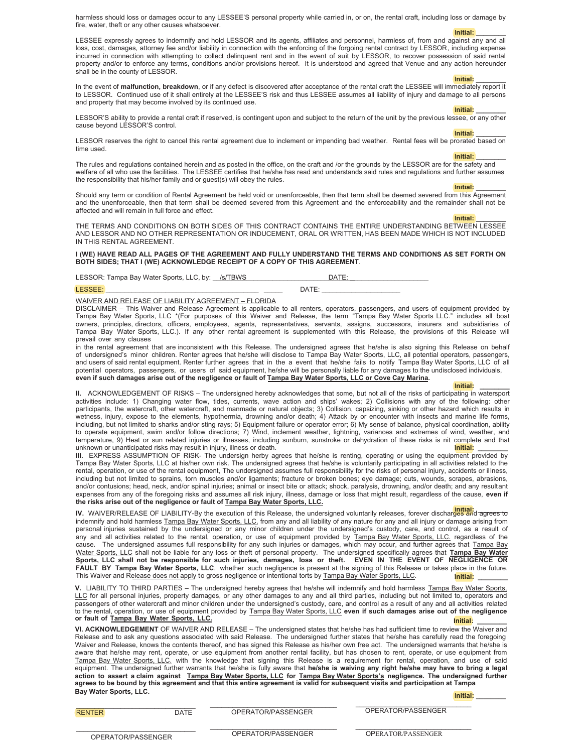harmless should loss or damages occur to any LESSEE'S personal property while carried in, or on, the rental craft, including loss or damage by fire, water, theft or any other causes whatsoever.

**Initial:** ________

LESSEE expressly agrees to indemnify and hold LESSOR and its agents, affiliates and personnel, harmless of, from and against any and all loss, cost, damages, attorney fee and/or liability in connection with the enforcing of the forgoing rental contract by LESSOR, including expense incurred in connection with attempting to collect delinquent rent and in the event of suit by LESSOR, to recover possession of said rental property and/or to enforce any terms, conditions and/or provisions hereof. It is understood and agreed that Venue and any action hereunder shall be in the county of LESSOR.

**Initial:** ________

In the event of **malfunction, breakdown**, or if any defect is discovered after acceptance of the rental craft the LESSEE will immediately report it to LESSOR. Continued use of it shall entirely at the LESSEE'S risk and thus LESSEE assumes all liability of injury and damage to all persons and property that may become involved by its continued use.

**Initial:** ________

LESSOR'S ability to provide a rental craft if reserved, is contingent upon and subject to the return of the unit by the previous lessee, or any other cause beyond LESSOR'S control.

**Initial:** ________

LESSOR reserves the right to cancel this rental agreement due to inclement or impending bad weather. Rental fees will be prorated based on time used.

**Initial:** ________

The rules and regulations contained herein and as posted in the office, on the craft and /or the grounds by the LESSOR are for the safety and welfare of all who use the facilities. The LESSEE certifies that he/she has read and understands said rules and regulations and further assumes the responsibility that his/her family and or guest(s) will obey the rules.

**Initial:** ________

Should any term or condition of Rental Agreement be held void or unenforceable, then that term shall be deemed severed from this Agreement and the unenforceable, then that term shall be deemed severed from this Agreement and the enforceability and the remainder shall not be affected and will remain in full force and effect.

**Initial:** ________

THE TERMS AND CONDITIONS ON BOTH SIDES OF THIS CONTRACT CONTAINS THE ENTIRE UNDERSTANDING BETWEEN LESSEE AND LESSOR AND NO OTHER REPRESENTATION OR INDUCEMENT, ORAL OR WRITTEN, HAS BEEN MADE WHICH IS NOT INCLUDED IN THIS RENTAL AGREEMENT.

**I (WE) HAVE READ ALL PAGES OF THE AGREEMENT AND FULLY UNDERSTAND THE TERMS AND CONDITIONS AS SET FORTH ON BOTH SIDES; THAT I (WE) ACKNOWLEDGE RECEIPT OF A COPY OF THIS AGREEMENT**.

LESSOR: Tampa Bay Water Sports, LLC, by: /s/TBWS____________________ DATE: ____________________

LESSEE: ________________________________________ _____ DATE: ____________________

WAIVER AND RELEASE OF LIABILITY AGREEMENT – FLORIDA

DISCLAIMER – This Waiver and Release Agreement is applicable to all renters, operators, passengers, and users of equipment provided by Tampa Bay Water Sports, LLC *(For purposes of this Waiver and Release, the term "Tampa Bay Water Sports LLC." includes all boat owners, principles, directors, officers, employees, agents, representatives, servants, assigns, successors, insurers and subsidiaries of Tampa Bay Water Sports, LLC.). If any other rental agreement is supplemented with this Release, the provisions of this Release will prevail over any clauses
in the rental agreement that are inconsistent with this Release. The undersigned agrees that he/she is also signing this Release on behalf of undersigned's minor children. Renter agrees that he/she will disclose to Tampa Bay Water Sports, LLC, all potential operators, passengers, and users of said rental equipment. Renter further agrees that in the a event that he/she fails to notify Tampa Bay Water Sports, LLC of all potential operators, passengers, or users of said equipment, he/she will be personally liable for any damages to the undisclosed individuals, **even if such damages arise out of the negligence or fault of Tampa Bay Water Sports, LLC or Cove Cay Marina.**

**Initial:** ________

**II.** ACKNOWLEDGEMENT OF RISKS – The undersigned hereby acknowledges that some, but not all of the risks of participating in watersport activities include: 1) Changing water flow, tides, currents, wave action and ships' wakes; 2) Collisions with any of the following: other participants, the watercraft, other watercraft, and manmade or natural objects; 3) Collision, capsizing, sinking or other hazard which results in wetness, injury, expose to the elements, hypothermia, drowning and/or death; 4) Attack by or encounter with insects and marine life forms, including, but not limited to sharks and/or sting rays; 5) Equipment failure or operator error; 6) My sense of balance, physical coordination, ability to operate equipment, swim and/or follow directions; 7) Wind, inclement weather, lightning, variances and extremes of wind, weather, and temperature, 9) Heat or sun related injuries or illnesses, including sunburn, sunstroke or dehydration of these risks is nit complete and that unknown or unanticipated risks may result in injury, illness or death. **Initial:** ________

**III.** EXPRESS ASSUMPTION OF RISK- The undersign herby agrees that he/she is renting, operating or using the equipment provided by Tampa Bay Water Sports, LLC at his/her own risk. The undersigned agrees that he/she is voluntarily participating in all activities related to the rental, operation, or use of the rental equipment, The undersigned assumes full responsibility for the risks of personal injury, accidents or illness, including but not limited to sprains, torn muscles and/or ligaments; fracture or broken bones; eye damage; cuts, wounds, scrapes, abrasions, and/or contusions; head, neck, and/or spinal injuries; animal or insect bite or attack; shock, paralysis, drowning, and/or death; and any resultant expenses from any of the foregoing risks and assumes all risk injury, illness, damage or loss that might result, regardless of the cause, **even if the risks arise out of the negligence or fault of Tampa Bay Water Sports, LLC.**

**Initial:** ________

**IV.** WAIVER/RELEASE OF LIABILITY-By the execution of this Release, the undersigned voluntarily releases, forever discharges and agrees to indemnify and hold harmless Tampa Bay Water Sports, LLC. from any and all liability of any nature for any and all injury or damage arising from personal injuries sustained by the undersigned or any minor children under the undersigned's custody, care, and control, as a result of any and all activities related to the rental, operation, or use of equipment provided by Tampa Bay Water Sports, LLC. regardless of the cause. The undersigned assumes full responsibility for any such injuries or damages, which may occur, and further agrees that Tampa Bay Water Sports, LLC shall not be liable for any loss or theft of personal property. The undersigned specifically agrees that **Tampa Bay Water Sports, LLC shall not be responsible for such injuries, damages, loss or theft. EVEN IN THE EVENT OF NEGLIGENCE OR FAULT BY Tampa Bay Water Sports, LLC**, whether such negligence is present at the signing of this Release or takes place in the future. This Waiver and Release does not apply to gross negligence or intentional torts by Tampa Bay Water Sports, LLC. **Initial:** ________

**V.** LIABILITY TO THIRD PARTIES – The undersigned hereby agrees that he/she will indemnify and hold harmless Tampa Bay Water Sports, LLC for all personal injuries, property damages, or any other damages to any and all third parties, including but not limited to, operators and passengers of other watercraft and minor children under the undersigned's custody, care, and control as a result of any and all activities related to the rental, operation, or use of equipment provided by Tampa Bay Water Sports, LLC **even if such damages arise out of the negligence or fault of Tampa Bay Water Sports, LLC.** **Initial:** ________

**VI. ACKNOWLEDGEMENT** OF WAIVER AND RELEASE – The undersigned states that he/she has had sufficient time to review the Waiver and Release and to ask any questions associated with said Release. The undersigned further states that he/she has carefully read the foregoing Waiver and Release, knows the contents thereof, and has signed this Release as his/her own free act. The undersigned warrants that he/she is aware that he/she may rent, operate, or use equipment from another rental facility, but has chosen to rent, operate, or use equipment from Tampa Bay Water Sports, LLC. with the knowledge that signing this Release is a requirement for rental, operation, and use of said equipment. The undersigned further warrants that he/she is fully aware that **he/she is waiving any right he/she may have to bring a legal action to assert a claim against Tampa Bay Water Sports, LLC for Tampa Bay Water Sport's negligence. The undersigned further agrees to be bound by this agreement and that this entire agreement is valid for subsequent visits and participation at Tampa Bay Water Sports, LLC.**

**Initial:** ________

______________________________ &nbsp; ______________________________ &nbsp; ______________________________
RENTER &nbsp;&nbsp;&nbsp; DATE &nbsp;&nbsp;&nbsp; OPERATOR/PASSENGER &nbsp;&nbsp;&nbsp; OPERATOR/PASSENGER

______________________________ &nbsp; ______________________________ &nbsp; ______________________________
OPERATOR/PASSENGER &nbsp;&nbsp;&nbsp; OPERATOR/PASSENGER &nbsp;&nbsp;&nbsp; OPERATOR/PASSENGER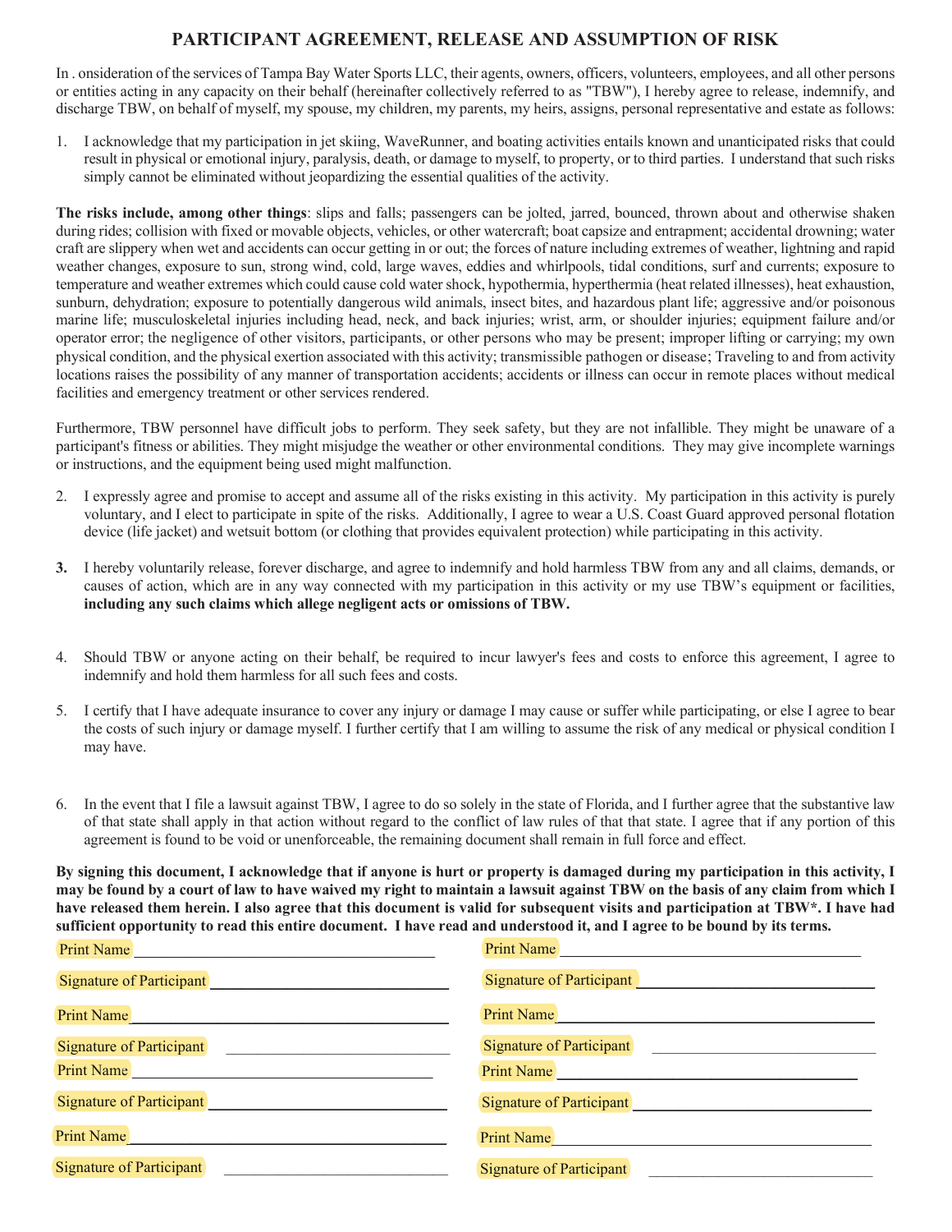# PARTICIPANT AGREEMENT, RELEASE AND ASSUMPTION OF RISK

In . onsideration of the services of Tampa Bay Water Sports LLC, their agents, owners, officers, volunteers, employees, and all other persons or entities acting in any capacity on their behalf (hereinafter collectively referred to as "TBW"), I hereby agree to release, indemnify, and discharge TBW, on behalf of myself, my spouse, my children, my parents, my heirs, assigns, personal representative and estate as follows:

1. I acknowledge that my participation in jet skiing, WaveRunner, and boating activities entails known and unanticipated risks that could result in physical or emotional injury, paralysis, death, or damage to myself, to property, or to third parties. I understand that such risks simply cannot be eliminated without jeopardizing the essential qualities of the activity.

**The risks include, among other things**: slips and falls; passengers can be jolted, jarred, bounced, thrown about and otherwise shaken during rides; collision with fixed or movable objects, vehicles, or other watercraft; boat capsize and entrapment; accidental drowning; water craft are slippery when wet and accidents can occur getting in or out; the forces of nature including extremes of weather, lightning and rapid weather changes, exposure to sun, strong wind, cold, large waves, eddies and whirlpools, tidal conditions, surf and currents; exposure to temperature and weather extremes which could cause cold water shock, hypothermia, hyperthermia (heat related illnesses), heat exhaustion, sunburn, dehydration; exposure to potentially dangerous wild animals, insect bites, and hazardous plant life; aggressive and/or poisonous marine life; musculoskeletal injuries including head, neck, and back injuries; wrist, arm, or shoulder injuries; equipment failure and/or operator error; the negligence of other visitors, participants, or other persons who may be present; improper lifting or carrying; my own physical condition, and the physical exertion associated with this activity; transmissible pathogen or disease; Traveling to and from activity locations raises the possibility of any manner of transportation accidents; accidents or illness can occur in remote places without medical facilities and emergency treatment or other services rendered.

Furthermore, TBW personnel have difficult jobs to perform. They seek safety, but they are not infallible. They might be unaware of a participant's fitness or abilities. They might misjudge the weather or other environmental conditions. They may give incomplete warnings or instructions, and the equipment being used might malfunction.

2. I expressly agree and promise to accept and assume all of the risks existing in this activity. My participation in this activity is purely voluntary, and I elect to participate in spite of the risks. Additionally, I agree to wear a U.S. Coast Guard approved personal flotation device (life jacket) and wetsuit bottom (or clothing that provides equivalent protection) while participating in this activity.

3. I hereby voluntarily release, forever discharge, and agree to indemnify and hold harmless TBW from any and all claims, demands, or causes of action, which are in any way connected with my participation in this activity or my use TBW's equipment or facilities, **including any such claims which allege negligent acts or omissions of TBW.**

4. Should TBW or anyone acting on their behalf, be required to incur lawyer's fees and costs to enforce this agreement, I agree to indemnify and hold them harmless for all such fees and costs.

5. I certify that I have adequate insurance to cover any injury or damage I may cause or suffer while participating, or else I agree to bear the costs of such injury or damage myself. I further certify that I am willing to assume the risk of any medical or physical condition I may have.

6. In the event that I file a lawsuit against TBW, I agree to do so solely in the state of Florida, and I further agree that the substantive law of that state shall apply in that action without regard to the conflict of law rules of that that state. I agree that if any portion of this agreement is found to be void or unenforceable, the remaining document shall remain in full force and effect.

**By signing this document, I acknowledge that if anyone is hurt or property is damaged during my participation in this activity, I may be found by a court of law to have waived my right to maintain a lawsuit against TBW on the basis of any claim from which I have released them herein. I also agree that this document is valid for subsequent visits and participation at TBW*. I have had sufficient opportunity to read this entire document. I have read and understood it, and I agree to be bound by its terms.**

| | |
|---|---|
| Print Name ______________________ | Print Name ______________________ |
| Signature of Participant ______________________ | Signature of Participant ______________________ |
| Print Name ______________________ | Print Name ______________________ |
| Signature of Participant ______________________ | Signature of Participant ______________________ |
| Print Name ______________________ | Print Name ______________________ |
| Signature of Participant ______________________ | Signature of Participant ______________________ |
| Print Name ______________________ | Print Name ______________________ |
| Signature of Participant ______________________ | Signature of Participant ______________________ |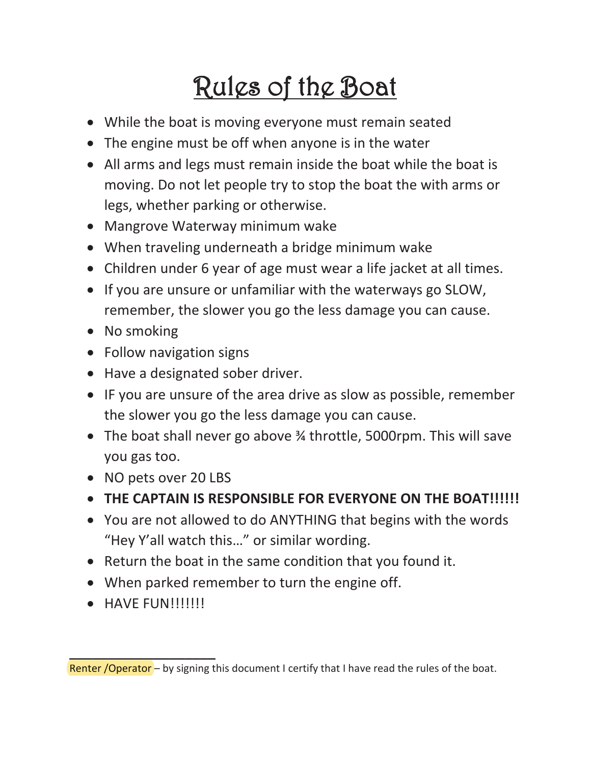# Rules of the Boat

- While the boat is moving everyone must remain seated
- The engine must be off when anyone is in the water
- All arms and legs must remain inside the boat while the boat is moving. Do not let people try to stop the boat the with arms or legs, whether parking or otherwise.
- Mangrove Waterway minimum wake
- When traveling underneath a bridge minimum wake
- Children under 6 year of age must wear a life jacket at all times.
- If you are unsure or unfamiliar with the waterways go SLOW, remember, the slower you go the less damage you can cause.
- No smoking
- Follow navigation signs
- Have a designated sober driver.
- IF you are unsure of the area drive as slow as possible, remember the slower you go the less damage you can cause.
- The boat shall never go above ¾ throttle, 5000rpm. This will save you gas too.
- NO pets over 20 LBS
- **THE CAPTAIN IS RESPONSIBLE FOR EVERYONE ON THE BOAT!!!!!!**
- You are not allowed to do ANYTHING that begins with the words "Hey Y'all watch this…" or similar wording.
- Return the boat in the same condition that you found it.
- When parked remember to turn the engine off.
- HAVE FUN!!!!!!!

\_\_\_\_\_\_\_\_\_\_\_\_\_\_\_\_\_\_\_\_\_\_

Renter /Operator – by signing this document I certify that I have read the rules of the boat.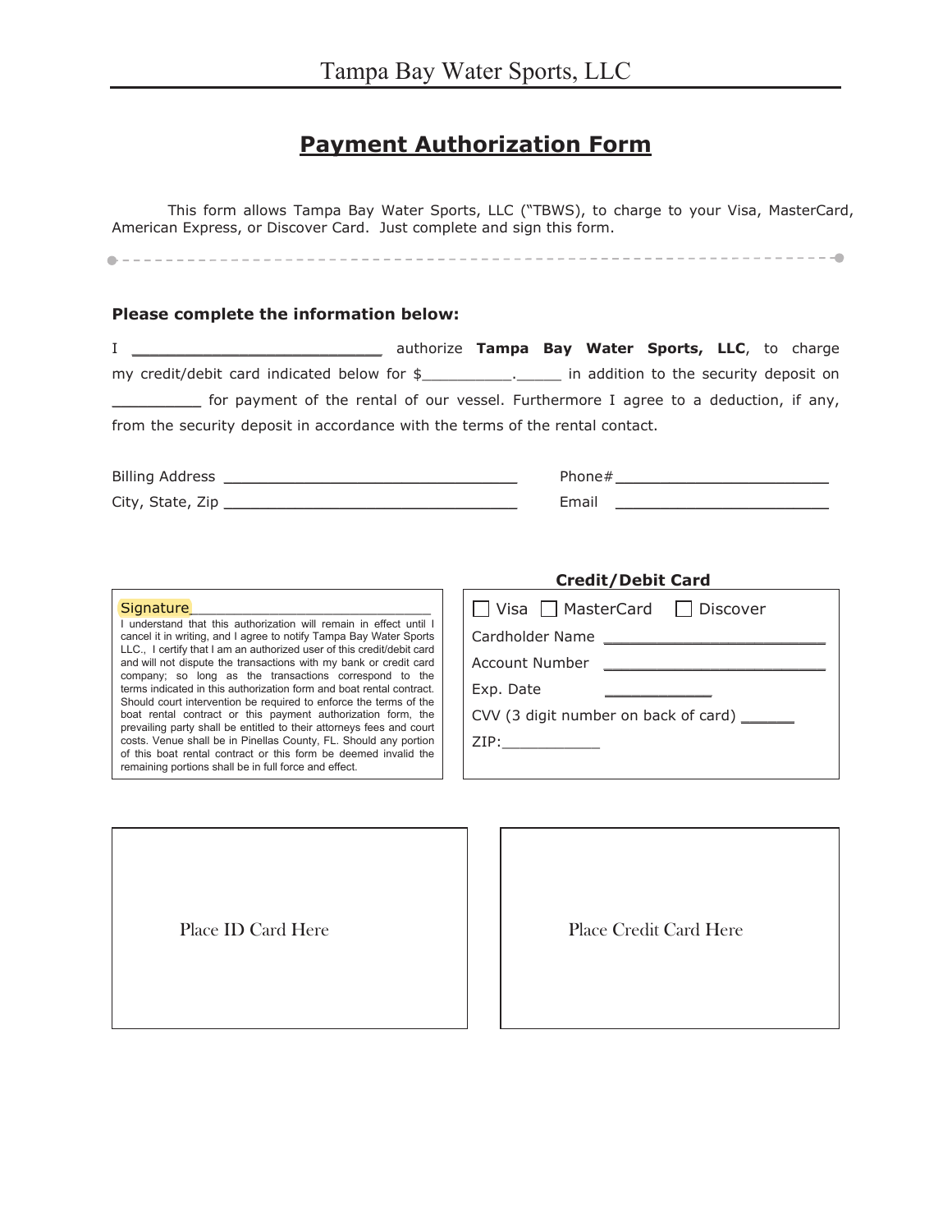Tampa Bay Water Sports, LLC

# Payment Authorization Form

This form allows Tampa Bay Water Sports, LLC ("TBWS), to charge to your Visa, MasterCard, American Express, or Discover Card. Just complete and sign this form.

**Please complete the information below:**

I ____________________________ authorize **Tampa Bay Water Sports, LLC**, to charge my credit/debit card indicated below for $__________._____ in addition to the security deposit on __________ for payment of the rental of our vessel. Furthermore I agree to a deduction, if any, from the security deposit in accordance with the terms of the rental contact.

Billing Address ________________________________

City, State, Zip ________________________________

Phone# ________________________

Email ________________________

Signature____________________________

I understand that this authorization will remain in effect until I cancel it in writing, and I agree to notify Tampa Bay Water Sports LLC., I certify that I am an authorized user of this credit/debit card and will not dispute the transactions with my bank or credit card company; so long as the transactions correspond to the terms indicated in this authorization form and boat rental contract. Should court intervention be required to enforce the terms of the boat rental contract or this payment authorization form, the prevailing party shall be entitled to their attorneys fees and court costs. Venue shall be in Pinellas County, FL. Should any portion of this boat rental contract or this form be deemed invalid the remaining portions shall be in full force and effect.

**Credit/Debit Card**

☐ Visa ☐ MasterCard ☐ Discover

Cardholder Name ________________________

Account Number ________________________

Exp. Date ____________

CVV (3 digit number on back of card) ______

ZIP:___________

Place ID Card Here

Place Credit Card Here